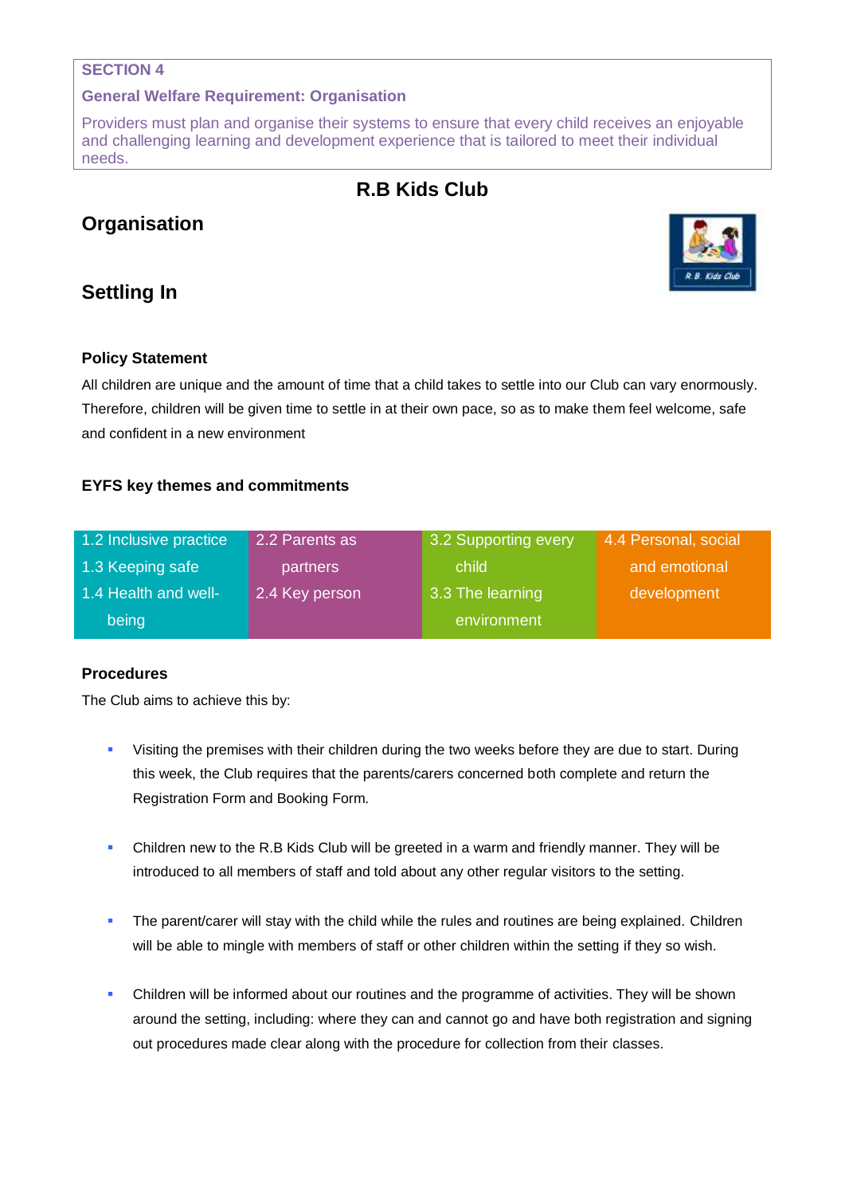**SECTION 4**

**General Welfare Requirement: Organisation**

Providers must plan and organise their systems to ensure that every child receives an enjoyable and challenging learning and development experience that is tailored to meet their individual needs.

## R.B Kids Club

## Organisation

## Settling In

### Policy Statement

All children are unique and the amount of time that a child takes to settle into our Club can vary enormously. Therefore, children will be given time to settle in at their own pace, so as to make them feel welcome, safe and confident in a new environment

### EYFS key themes and commitments

| | | | |
|---|---|---|---|
| 1.2 Inclusive practice<br>1.3 Keeping safe<br>1.4 Health and well-being | 2.2 Parents as partners<br>2.4 Key person | 3.2 Supporting every child<br>3.3 The learning environment | 4.4 Personal, social and emotional development |

### Procedures

The Club aims to achieve this by:

- Visiting the premises with their children during the two weeks before they are due to start. During this week, the Club requires that the parents/carers concerned both complete and return the Registration Form and Booking Form.

- Children new to the R.B Kids Club will be greeted in a warm and friendly manner. They will be introduced to all members of staff and told about any other regular visitors to the setting.

- The parent/carer will stay with the child while the rules and routines are being explained. Children will be able to mingle with members of staff or other children within the setting if they so wish.

- Children will be informed about our routines and the programme of activities. They will be shown around the setting, including: where they can and cannot go and have both registration and signing out procedures made clear along with the procedure for collection from their classes.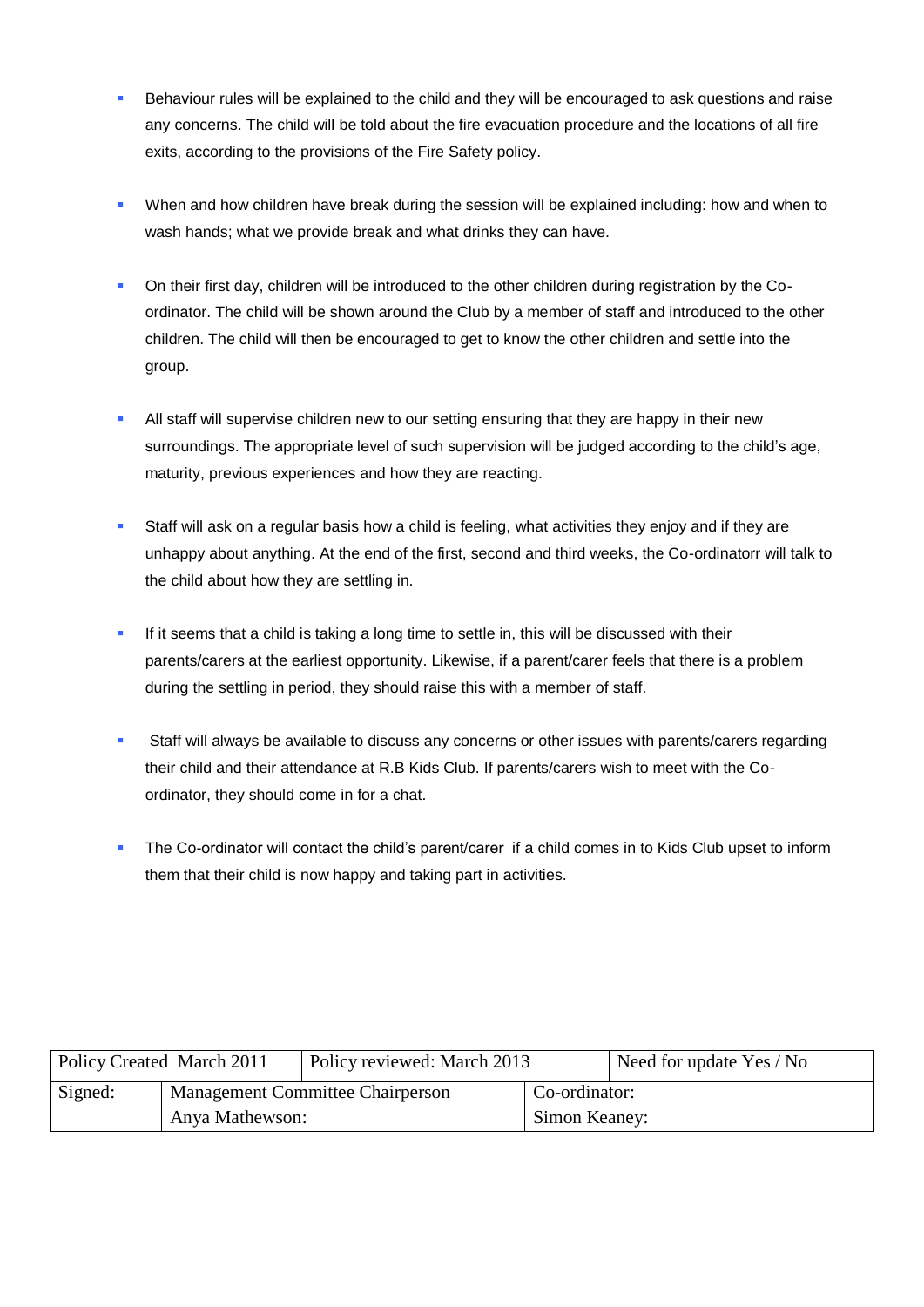- Behaviour rules will be explained to the child and they will be encouraged to ask questions and raise any concerns. The child will be told about the fire evacuation procedure and the locations of all fire exits, according to the provisions of the Fire Safety policy.

- When and how children have break during the session will be explained including: how and when to wash hands; what we provide break and what drinks they can have.

- On their first day, children will be introduced to the other children during registration by the Co-ordinator. The child will be shown around the Club by a member of staff and introduced to the other children. The child will then be encouraged to get to know the other children and settle into the group.

- All staff will supervise children new to our setting ensuring that they are happy in their new surroundings. The appropriate level of such supervision will be judged according to the child's age, maturity, previous experiences and how they are reacting.

- Staff will ask on a regular basis how a child is feeling, what activities they enjoy and if they are unhappy about anything. At the end of the first, second and third weeks, the Co-ordinatorr will talk to the child about how they are settling in.

- If it seems that a child is taking a long time to settle in, this will be discussed with their parents/carers at the earliest opportunity. Likewise, if a parent/carer feels that there is a problem during the settling in period, they should raise this with a member of staff.

- Staff will always be available to discuss any concerns or other issues with parents/carers regarding their child and their attendance at R.B Kids Club. If parents/carers wish to meet with the Co-ordinator, they should come in for a chat.

- The Co-ordinator will contact the child's parent/carer if a child comes in to Kids Club upset to inform them that their child is now happy and taking part in activities.

| | | | |
|---|---|---|---|
| Policy Created March 2011 | Policy reviewed: March 2013 | | Need for update Yes / No |
| Signed: | Management Committee Chairperson | Co-ordinator: | |
| | Anya Mathewson: | Simon Keaney: | |